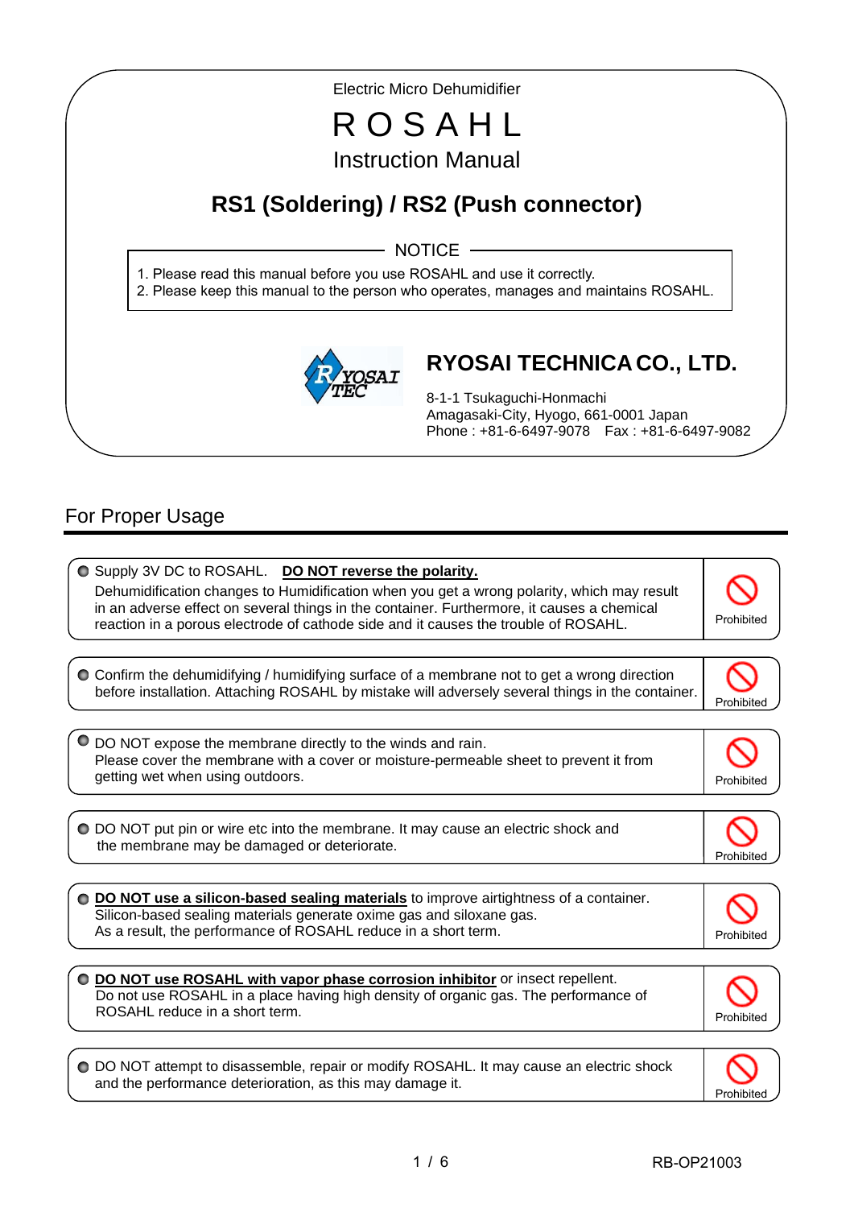Electric Micro Dehumidifier

# ROSAHL

Instruction Manual

## RS1 (Soldering) / RS2 (Push connector)

**NOTICE**

1. Please read this manual before you use ROSAHL and use it correctly.
2. Please keep this manual to the person who operates, manages and maintains ROSAHL.

**RYOSAI TECHNICA CO., LTD.**

8-1-1 Tsukaguchi-Honmachi
Amagasaki-City, Hyogo, 661-0001 Japan
Phone : +81-6-6497-9078　Fax : +81-6-6497-9082

## For Proper Usage

- Supply 3V DC to ROSAHL. **DO NOT reverse the polarity.**
  Dehumidification changes to Humidification when you get a wrong polarity, which may result in an adverse effect on several things in the container. Furthermore, it causes a chemical reaction in a porous electrode of cathode side and it causes the trouble of ROSAHL. — Prohibited

- Confirm the dehumidifying / humidifying surface of a membrane not to get a wrong direction before installation. Attaching ROSAHL by mistake will adversely several things in the container. — Prohibited

- DO NOT expose the membrane directly to the winds and rain.
  Please cover the membrane with a cover or moisture-permeable sheet to prevent it from getting wet when using outdoors. — Prohibited

- DO NOT put pin or wire etc into the membrane. It may cause an electric shock and the membrane may be damaged or deteriorate. — Prohibited

- **DO NOT use a silicon-based sealing materials** to improve airtightness of a container.
  Silicon-based sealing materials generate oxime gas and siloxane gas.
  As a result, the performance of ROSAHL reduce in a short term. — Prohibited

- **DO NOT use ROSAHL with vapor phase corrosion inhibitor** or insect repellent.
  Do not use ROSAHL in a place having high density of organic gas. The performance of ROSAHL reduce in a short term. — Prohibited

- DO NOT attempt to disassemble, repair or modify ROSAHL. It may cause an electric shock and the performance deterioration, as this may damage it. — Prohibited

RB-OP21003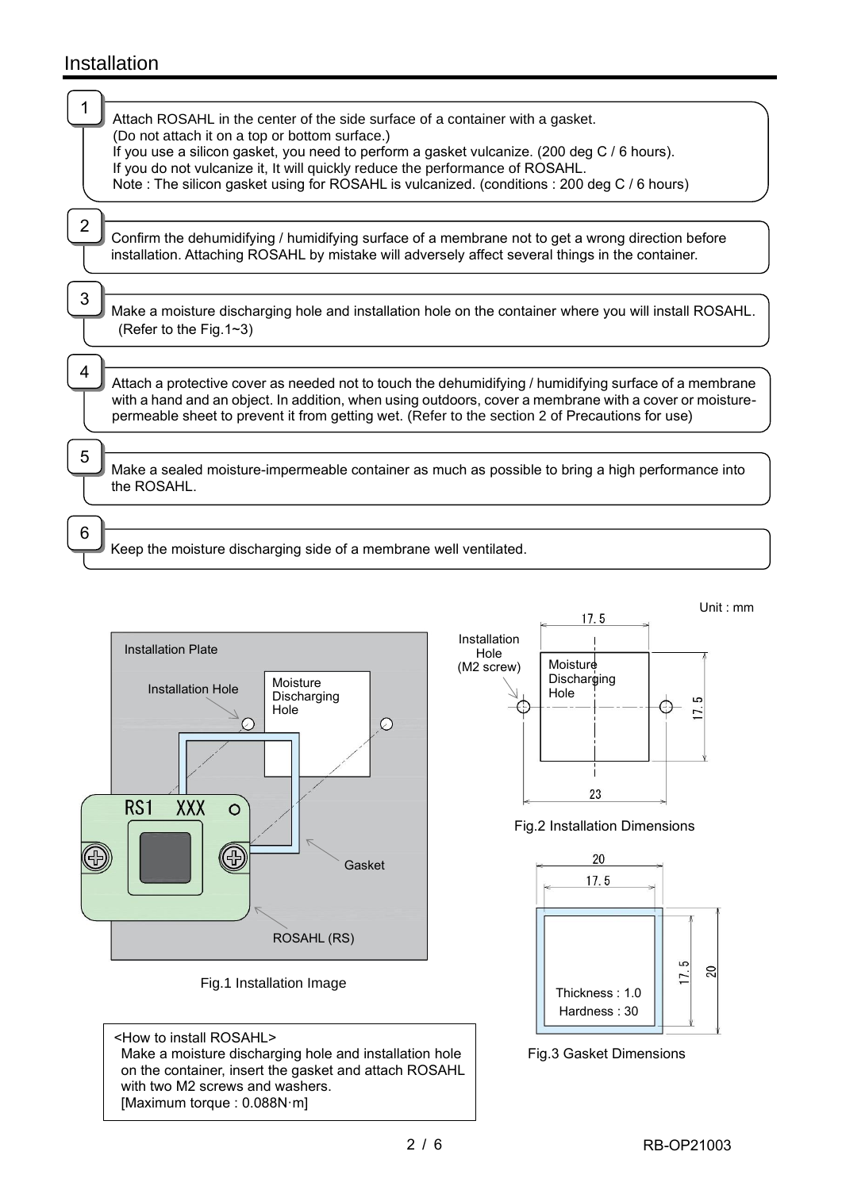## Installation

1. Attach ROSAHL in the center of the side surface of a container with a gasket.
   (Do not attach it on a top or bottom surface.)
   If you use a silicon gasket, you need to perform a gasket vulcanize. (200 deg C / 6 hours).
   If you do not vulcanize it, It will quickly reduce the performance of ROSAHL.
   Note : The silicon gasket using for ROSAHL is vulcanized. (conditions : 200 deg C / 6 hours)

2. Confirm the dehumidifying / humidifying surface of a membrane not to get a wrong direction before installation. Attaching ROSAHL by mistake will adversely affect several things in the container.

3. Make a moisture discharging hole and installation hole on the container where you will install ROSAHL. (Refer to the Fig.1~3)

4. Attach a protective cover as needed not to touch the dehumidifying / humidifying surface of a membrane with a hand and an object. In addition, when using outdoors, cover a membrane with a cover or moisture-permeable sheet to prevent it from getting wet. (Refer to the section 2 of Precautions for use)

5. Make a sealed moisture-impermeable container as much as possible to bring a high performance into the ROSAHL.

6. Keep the moisture discharging side of a membrane well ventilated.

Installation Plate

Installation Hole

Moisture Discharging Hole

RS1 XXX

Gasket

ROSAHL (RS)

Fig.1 Installation Image

Unit : mm

Installation Hole (M2 screw)

Moisture Discharging Hole

17.5

17.5

23

Fig.2 Installation Dimensions

20

17.5

17.5

20

Thickness : 1.0

Hardness : 30

Fig.3 Gasket Dimensions

<How to install ROSAHL>
Make a moisture discharging hole and installation hole on the container, insert the gasket and attach ROSAHL with two M2 screws and washers.
[Maximum torque : 0.088N·m]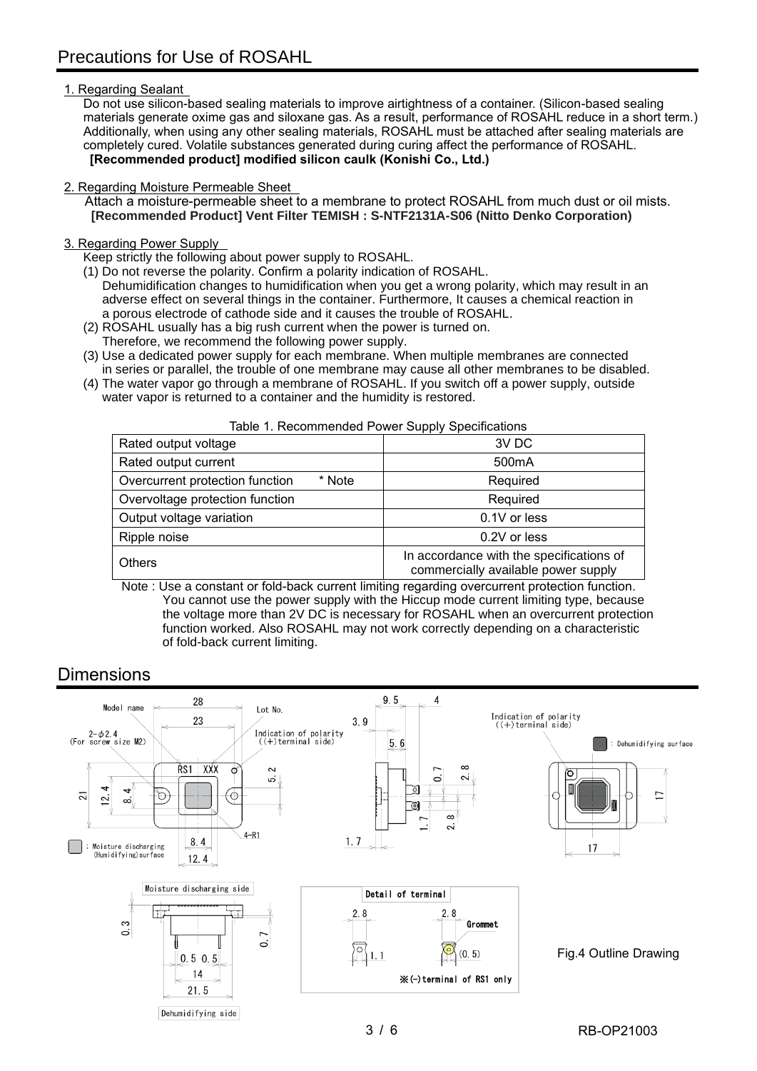# Precautions for Use of ROSAHL

## 1. Regarding Sealant

Do not use silicon-based sealing materials to improve airtightness of a container. (Silicon-based sealing materials generate oxime gas and siloxane gas. As a result, performance of ROSAHL reduce in a short term.) Additionally, when using any other sealing materials, ROSAHL must be attached after sealing materials are completely cured. Volatile substances generated during curing affect the performance of ROSAHL.

**[Recommended product] modified silicon caulk (Konishi Co., Ltd.)**

## 2. Regarding Moisture Permeable Sheet

Attach a moisture-permeable sheet to a membrane to protect ROSAHL from much dust or oil mists.

**[Recommended Product] Vent Filter TEMISH : S-NTF2131A-S06 (Nitto Denko Corporation)**

## 3. Regarding Power Supply

Keep strictly the following about power supply to ROSAHL.

(1) Do not reverse the polarity. Confirm a polarity indication of ROSAHL.
Dehumidification changes to humidification when you get a wrong polarity, which may result in an adverse effect on several things in the container. Furthermore, It causes a chemical reaction in a porous electrode of cathode side and it causes the trouble of ROSAHL.

(2) ROSAHL usually has a big rush current when the power is turned on.
Therefore, we recommend the following power supply.

(3) Use a dedicated power supply for each membrane. When multiple membranes are connected in series or parallel, the trouble of one membrane may cause all other membranes to be disabled.

(4) The water vapor go through a membrane of ROSAHL. If you switch off a power supply, outside water vapor is returned to a container and the humidity is restored.

Table 1. Recommended Power Supply Specifications

| Item | Specification |
|---|---|
| Rated output voltage | 3V DC |
| Rated output current | 500mA |
| Overcurrent protection function * Note | Required |
| Overvoltage protection function | Required |
| Output voltage variation | 0.1V or less |
| Ripple noise | 0.2V or less |
| Others | In accordance with the specifications of commercially available power supply |

Note : Use a constant or fold-back current limiting regarding overcurrent protection function. You cannot use the power supply with the Hiccup mode current limiting type, because the voltage more than 2V DC is necessary for ROSAHL when an overcurrent protection function worked. Also ROSAHL may not work correctly depending on a characteristic of fold-back current limiting.

# Dimensions

Model name; 28; 23; Lot No.; 2-φ2.4 (For screw size M2); Indication of polarity ((+) terminal side); RS1 XXX; 5.2; 21; 12.4; 8.4; 4-R1; 8.4; 12.4; : Moisture discharging (Humidifying) surface

9.5; 4; 3.9; 5.6; 0.7; 2.8; 1.7; 2.8; 1.7

Indication of polarity ((+) terminal side); : Dehumidifying surface; 17; 17

Moisture discharging side; 0.3; 0.7; 0.5 0.5; 14; 21.5; Dehumidifying side

Detail of terminal; 2.8; 2.8; Grommet; 1.1; (0.5); ※(-)terminal of RS1 only

Fig.4 Outline Drawing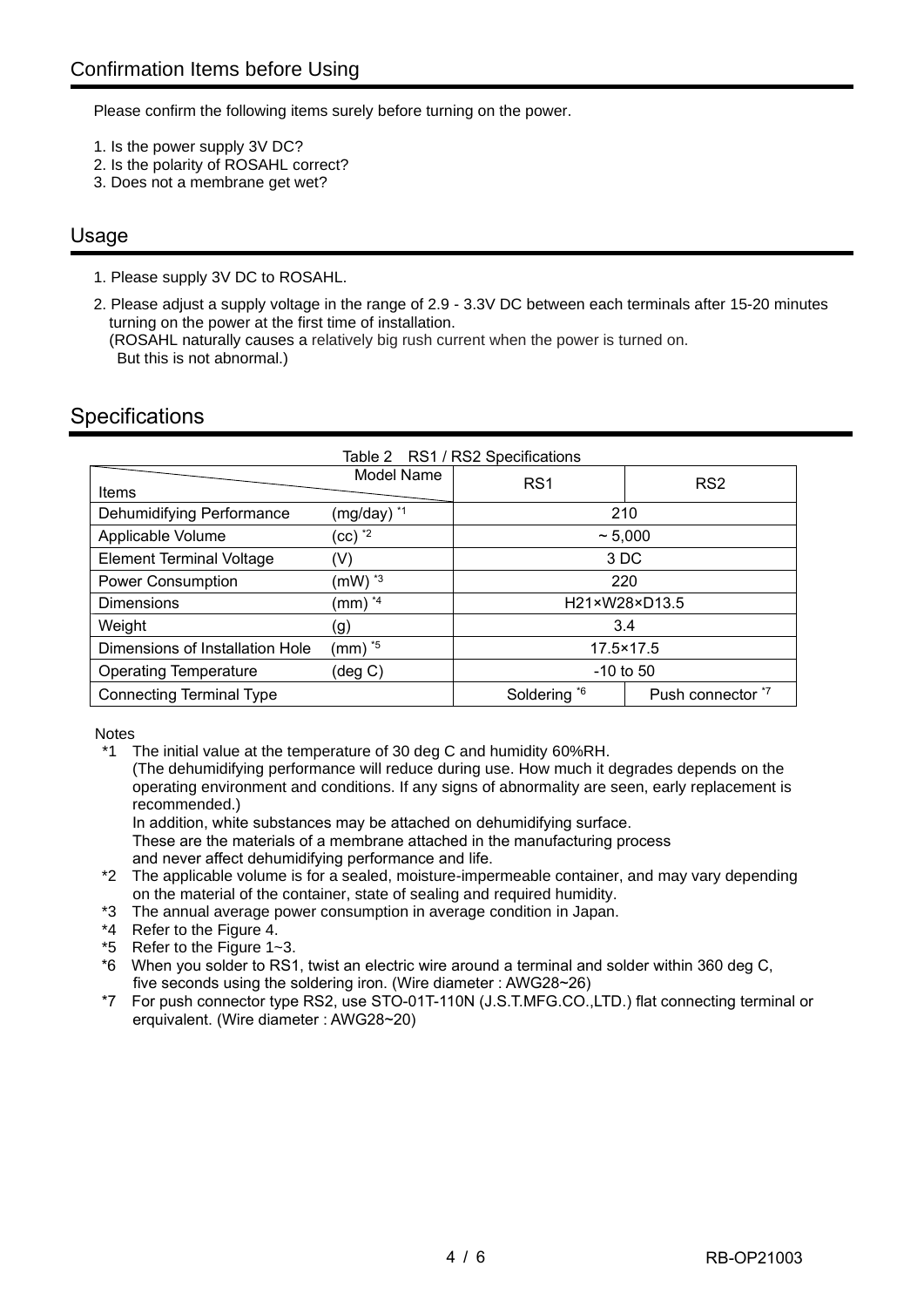## Confirmation Items before Using

Please confirm the following items surely before turning on the power.

1. Is the power supply 3V DC?
2. Is the polarity of ROSAHL correct?
3. Does not a membrane get wet?

## Usage

1. Please supply 3V DC to ROSAHL.
2. Please adjust a supply voltage in the range of 2.9 - 3.3V DC between each terminals after 15-20 minutes turning on the power at the first time of installation.
   (ROSAHL naturally causes a relatively big rush current when the power is turned on.
   But this is not abnormal.)

## Specifications

Table 2　RS1 / RS2 Specifications

| Items \ Model Name | | RS1 | RS2 |
|---|---|---|---|
| Dehumidifying Performance | (mg/day) *1 | 210 | |
| Applicable Volume | (cc) *2 | ~ 5,000 | |
| Element Terminal Voltage | (V) | 3 DC | |
| Power Consumption | (mW) *3 | 220 | |
| Dimensions | (mm) *4 | H21×W28×D13.5 | |
| Weight | (g) | 3.4 | |
| Dimensions of Installation Hole | (mm) *5 | 17.5×17.5 | |
| Operating Temperature | (deg C) | -10 to 50 | |
| Connecting Terminal Type | | Soldering *6 | Push connector *7 |

Notes

*1　The initial value at the temperature of 30 deg C and humidity 60%RH.
(The dehumidifying performance will reduce during use. How much it degrades depends on the operating environment and conditions. If any signs of abnormality are seen, early replacement is recommended.)
In addition, white substances may be attached on dehumidifying surface.
These are the materials of a membrane attached in the manufacturing process and never affect dehumidifying performance and life.

*2　The applicable volume is for a sealed, moisture-impermeable container, and may vary depending on the material of the container, state of sealing and required humidity.

*3　The annual average power consumption in average condition in Japan.

*4　Refer to the Figure 4.

*5　Refer to the Figure 1~3.

*6　When you solder to RS1, twist an electric wire around a terminal and solder within 360 deg C, five seconds using the soldering iron. (Wire diameter : AWG28~26)

*7　For push connector type RS2, use STO-01T-110N (J.S.T.MFG.CO.,LTD.) flat connecting terminal or erquivalent. (Wire diameter : AWG28~20)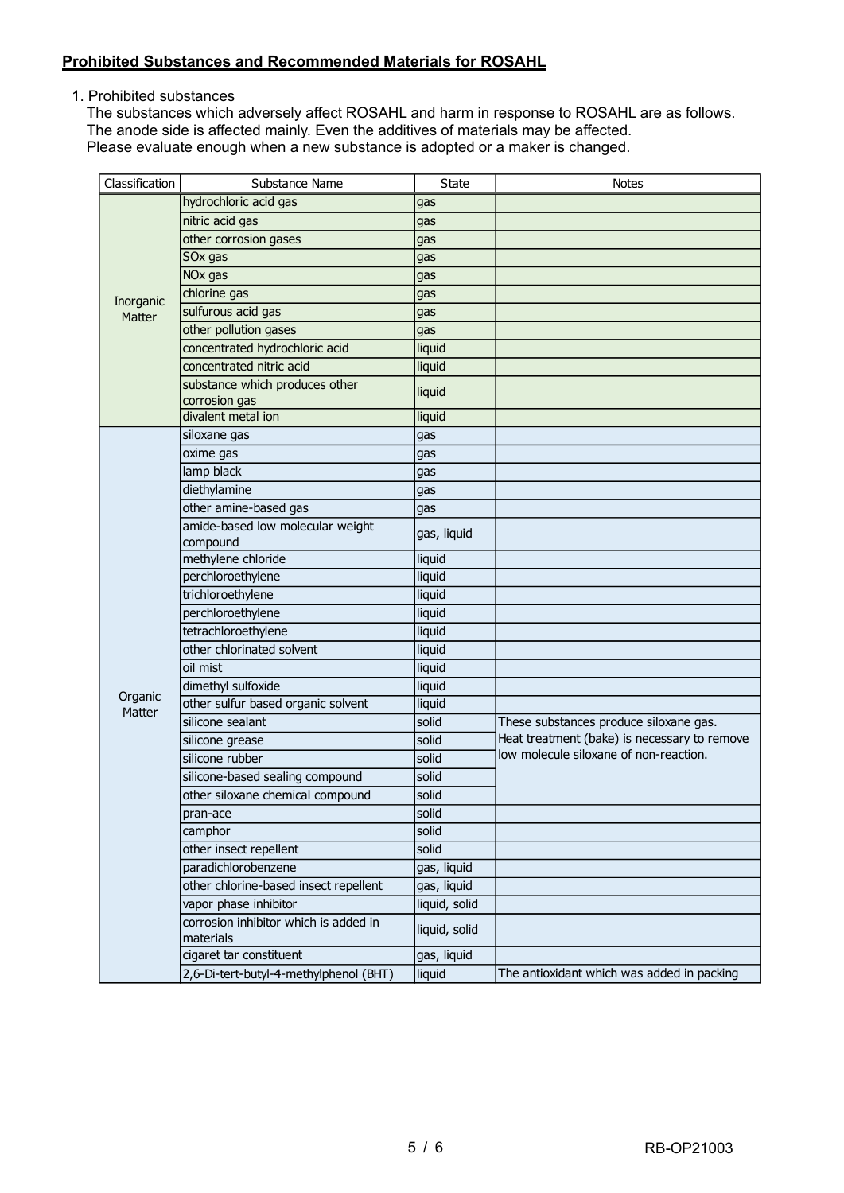**Prohibited Substances and Recommended Materials for ROSAHL**

1. Prohibited substances

The substances which adversely affect ROSAHL and harm in response to ROSAHL are as follows.
The anode side is affected mainly. Even the additives of materials may be affected.
Please evaluate enough when a new substance is adopted or a maker is changed.

| Classification | Substance Name | State | Notes |
|---|---|---|---|
| Inorganic Matter | hydrochloric acid gas | gas | |
| | nitric acid gas | gas | |
| | other corrosion gases | gas | |
| | SOx gas | gas | |
| | NOx gas | gas | |
| | chlorine gas | gas | |
| | sulfurous acid gas | gas | |
| | other pollution gases | gas | |
| | concentrated hydrochloric acid | liquid | |
| | concentrated nitric acid | liquid | |
| | substance which produces other corrosion gas | liquid | |
| | divalent metal ion | liquid | |
| Organic Matter | siloxane gas | gas | |
| | oxime gas | gas | |
| | lamp black | gas | |
| | diethylamine | gas | |
| | other amine-based gas | gas | |
| | amide-based low molecular weight compound | gas, liquid | |
| | methylene chloride | liquid | |
| | perchloroethylene | liquid | |
| | trichloroethylene | liquid | |
| | perchloroethylene | liquid | |
| | tetrachloroethylene | liquid | |
| | other chlorinated solvent | liquid | |
| | oil mist | liquid | |
| | dimethyl sulfoxide | liquid | |
| | other sulfur based organic solvent | liquid | |
| | silicone sealant | solid | These substances produce siloxane gas. Heat treatment (bake) is necessary to remove low molecule siloxane of non-reaction. |
| | silicone grease | solid | |
| | silicone rubber | solid | |
| | silicone-based sealing compound | solid | |
| | other siloxane chemical compound | solid | |
| | pran-ace | solid | |
| | camphor | solid | |
| | other insect repellent | solid | |
| | paradichlorobenzene | gas, liquid | |
| | other chlorine-based insect repellent | gas, liquid | |
| | vapor phase inhibitor | liquid, solid | |
| | corrosion inhibitor which is added in materials | liquid, solid | |
| | cigaret tar constituent | gas, liquid | |
| | 2,6-Di-tert-butyl-4-methylphenol (BHT) | liquid | The antioxidant which was added in packing |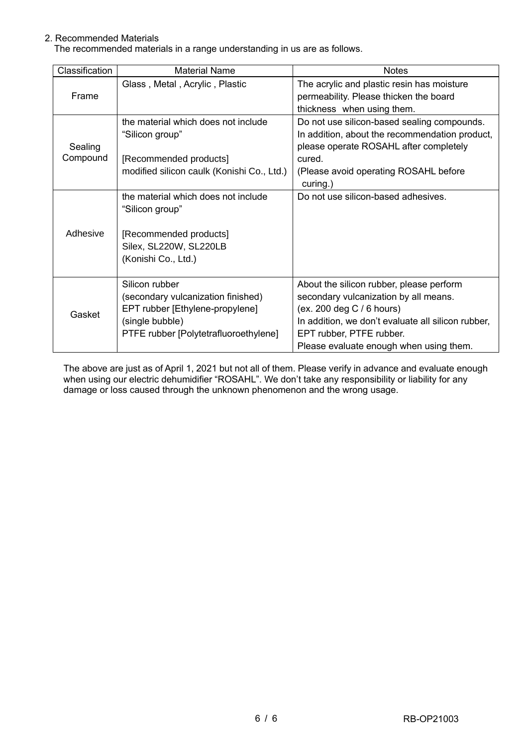2. Recommended Materials

The recommended materials in a range understanding in us are as follows.

| Classification | Material Name | Notes |
|---|---|---|
| Frame | Glass , Metal , Acrylic , Plastic | The acrylic and plastic resin has moisture permeability. Please thicken the board thickness when using them. |
| Sealing Compound | the material which does not include "Silicon group"<br><br>[Recommended products]<br>modified silicon caulk (Konishi Co., Ltd.) | Do not use silicon-based sealing compounds. In addition, about the recommendation product, please operate ROSAHL after completely cured.<br>(Please avoid operating ROSAHL before curing.) |
| Adhesive | the material which does not include "Silicon group"<br><br>[Recommended products]<br>Silex, SL220W, SL220LB<br>(Konishi Co., Ltd.) | Do not use silicon-based adhesives. |
| Gasket | Silicon rubber<br>(secondary vulcanization finished)<br>EPT rubber [Ethylene-propylene]<br>(single bubble)<br>PTFE rubber [Polytetrafluoroethylene] | About the silicon rubber, please perform secondary vulcanization by all means.<br>(ex. 200 deg C / 6 hours)<br>In addition, we don't evaluate all silicon rubber, EPT rubber, PTFE rubber.<br>Please evaluate enough when using them. |

The above are just as of April 1, 2021 but not all of them. Please verify in advance and evaluate enough when using our electric dehumidifier "ROSAHL". We don't take any responsibility or liability for any damage or loss caused through the unknown phenomenon and the wrong usage.